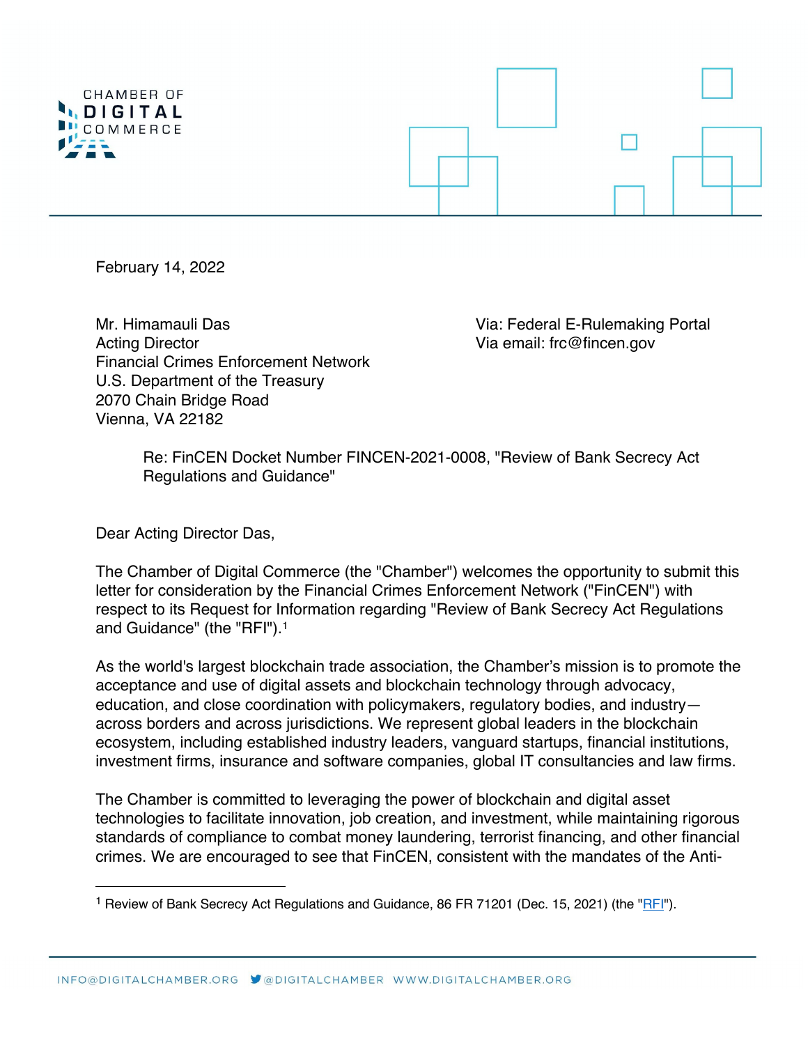CHAMBER OF DIGITAL COMMERCE

February 14, 2022

Mr. Himamauli Das
Acting Director
Financial Crimes Enforcement Network
U.S. Department of the Treasury
2070 Chain Bridge Road
Vienna, VA 22182

Via: Federal E-Rulemaking Portal
Via email: frc@fincen.gov

Re: FinCEN Docket Number FINCEN-2021-0008, "Review of Bank Secrecy Act Regulations and Guidance"

Dear Acting Director Das,

The Chamber of Digital Commerce (the "Chamber") welcomes the opportunity to submit this letter for consideration by the Financial Crimes Enforcement Network ("FinCEN") with respect to its Request for Information regarding "Review of Bank Secrecy Act Regulations and Guidance" (the "RFI").[1]

As the world's largest blockchain trade association, the Chamber's mission is to promote the acceptance and use of digital assets and blockchain technology through advocacy, education, and close coordination with policymakers, regulatory bodies, and industry—across borders and across jurisdictions. We represent global leaders in the blockchain ecosystem, including established industry leaders, vanguard startups, financial institutions, investment firms, insurance and software companies, global IT consultancies and law firms.

The Chamber is committed to leveraging the power of blockchain and digital asset technologies to facilitate innovation, job creation, and investment, while maintaining rigorous standards of compliance to combat money laundering, terrorist financing, and other financial crimes. We are encouraged to see that FinCEN, consistent with the mandates of the Anti-

[1] Review of Bank Secrecy Act Regulations and Guidance, 86 FR 71201 (Dec. 15, 2021) (the "RFI").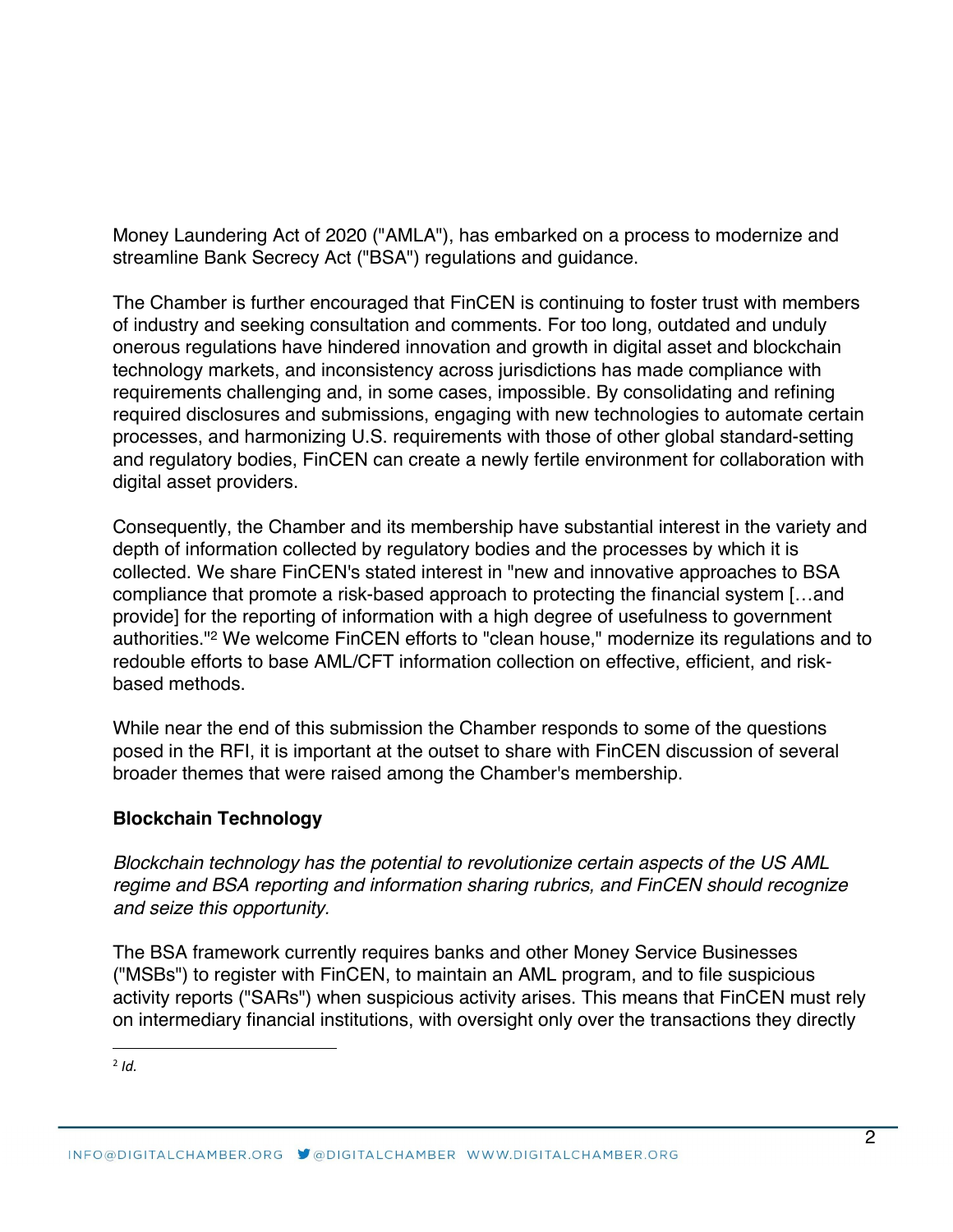Money Laundering Act of 2020 ("AMLA"), has embarked on a process to modernize and streamline Bank Secrecy Act ("BSA") regulations and guidance.

The Chamber is further encouraged that FinCEN is continuing to foster trust with members of industry and seeking consultation and comments. For too long, outdated and unduly onerous regulations have hindered innovation and growth in digital asset and blockchain technology markets, and inconsistency across jurisdictions has made compliance with requirements challenging and, in some cases, impossible. By consolidating and refining required disclosures and submissions, engaging with new technologies to automate certain processes, and harmonizing U.S. requirements with those of other global standard-setting and regulatory bodies, FinCEN can create a newly fertile environment for collaboration with digital asset providers.

Consequently, the Chamber and its membership have substantial interest in the variety and depth of information collected by regulatory bodies and the processes by which it is collected. We share FinCEN's stated interest in "new and innovative approaches to BSA compliance that promote a risk-based approach to protecting the financial system […and provide] for the reporting of information with a high degree of usefulness to government authorities."[2] We welcome FinCEN efforts to "clean house," modernize its regulations and to redouble efforts to base AML/CFT information collection on effective, efficient, and risk-based methods.

While near the end of this submission the Chamber responds to some of the questions posed in the RFI, it is important at the outset to share with FinCEN discussion of several broader themes that were raised among the Chamber's membership.

**Blockchain Technology**

*Blockchain technology has the potential to revolutionize certain aspects of the US AML regime and BSA reporting and information sharing rubrics, and FinCEN should recognize and seize this opportunity.*

The BSA framework currently requires banks and other Money Service Businesses ("MSBs") to register with FinCEN, to maintain an AML program, and to file suspicious activity reports ("SARs") when suspicious activity arises. This means that FinCEN must rely on intermediary financial institutions, with oversight only over the transactions they directly

---

[2] *Id.*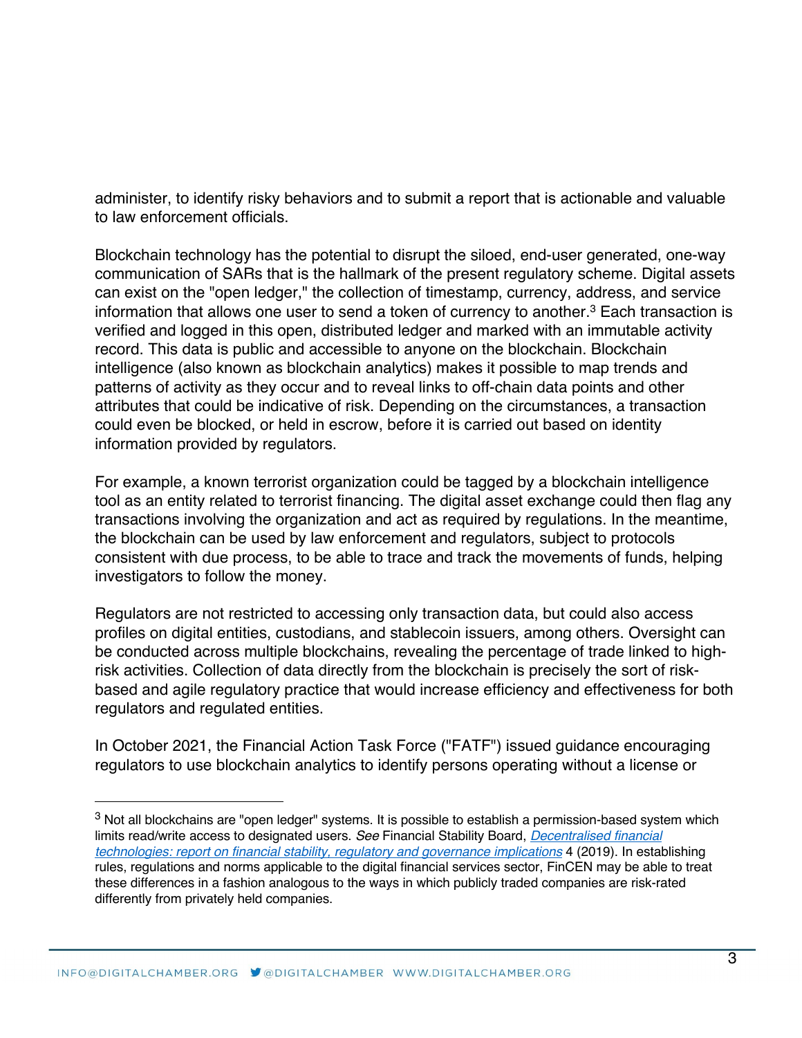administer, to identify risky behaviors and to submit a report that is actionable and valuable to law enforcement officials.

Blockchain technology has the potential to disrupt the siloed, end-user generated, one-way communication of SARs that is the hallmark of the present regulatory scheme. Digital assets can exist on the "open ledger," the collection of timestamp, currency, address, and service information that allows one user to send a token of currency to another.[3] Each transaction is verified and logged in this open, distributed ledger and marked with an immutable activity record. This data is public and accessible to anyone on the blockchain. Blockchain intelligence (also known as blockchain analytics) makes it possible to map trends and patterns of activity as they occur and to reveal links to off-chain data points and other attributes that could be indicative of risk. Depending on the circumstances, a transaction could even be blocked, or held in escrow, before it is carried out based on identity information provided by regulators.

For example, a known terrorist organization could be tagged by a blockchain intelligence tool as an entity related to terrorist financing. The digital asset exchange could then flag any transactions involving the organization and act as required by regulations. In the meantime, the blockchain can be used by law enforcement and regulators, subject to protocols consistent with due process, to be able to trace and track the movements of funds, helping investigators to follow the money.

Regulators are not restricted to accessing only transaction data, but could also access profiles on digital entities, custodians, and stablecoin issuers, among others. Oversight can be conducted across multiple blockchains, revealing the percentage of trade linked to high-risk activities. Collection of data directly from the blockchain is precisely the sort of risk-based and agile regulatory practice that would increase efficiency and effectiveness for both regulators and regulated entities.

In October 2021, the Financial Action Task Force ("FATF") issued guidance encouraging regulators to use blockchain analytics to identify persons operating without a license or

---

[3] Not all blockchains are "open ledger" systems. It is possible to establish a permission-based system which limits read/write access to designated users. *See* Financial Stability Board, *Decentralised financial technologies: report on financial stability, regulatory and governance implications* 4 (2019). In establishing rules, regulations and norms applicable to the digital financial services sector, FinCEN may be able to treat these differences in a fashion analogous to the ways in which publicly traded companies are risk-rated differently from privately held companies.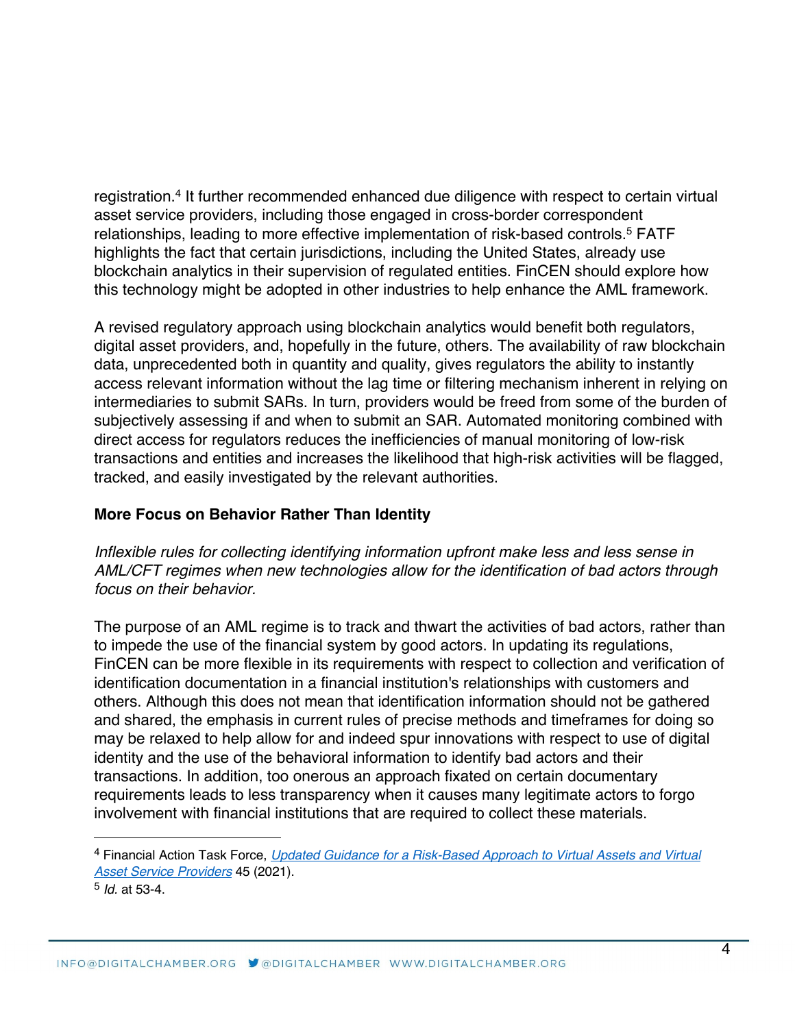registration.[4] It further recommended enhanced due diligence with respect to certain virtual asset service providers, including those engaged in cross-border correspondent relationships, leading to more effective implementation of risk-based controls.[5] FATF highlights the fact that certain jurisdictions, including the United States, already use blockchain analytics in their supervision of regulated entities. FinCEN should explore how this technology might be adopted in other industries to help enhance the AML framework.

A revised regulatory approach using blockchain analytics would benefit both regulators, digital asset providers, and, hopefully in the future, others. The availability of raw blockchain data, unprecedented both in quantity and quality, gives regulators the ability to instantly access relevant information without the lag time or filtering mechanism inherent in relying on intermediaries to submit SARs. In turn, providers would be freed from some of the burden of subjectively assessing if and when to submit an SAR. Automated monitoring combined with direct access for regulators reduces the inefficiencies of manual monitoring of low-risk transactions and entities and increases the likelihood that high-risk activities will be flagged, tracked, and easily investigated by the relevant authorities.

**More Focus on Behavior Rather Than Identity**

*Inflexible rules for collecting identifying information upfront make less and less sense in AML/CFT regimes when new technologies allow for the identification of bad actors through focus on their behavior.*

The purpose of an AML regime is to track and thwart the activities of bad actors, rather than to impede the use of the financial system by good actors. In updating its regulations, FinCEN can be more flexible in its requirements with respect to collection and verification of identification documentation in a financial institution's relationships with customers and others. Although this does not mean that identification information should not be gathered and shared, the emphasis in current rules of precise methods and timeframes for doing so may be relaxed to help allow for and indeed spur innovations with respect to use of digital identity and the use of the behavioral information to identify bad actors and their transactions. In addition, too onerous an approach fixated on certain documentary requirements leads to less transparency when it causes many legitimate actors to forgo involvement with financial institutions that are required to collect these materials.

---

[4] Financial Action Task Force, *Updated Guidance for a Risk-Based Approach to Virtual Assets and Virtual Asset Service Providers* 45 (2021).

[5] *Id.* at 53-4.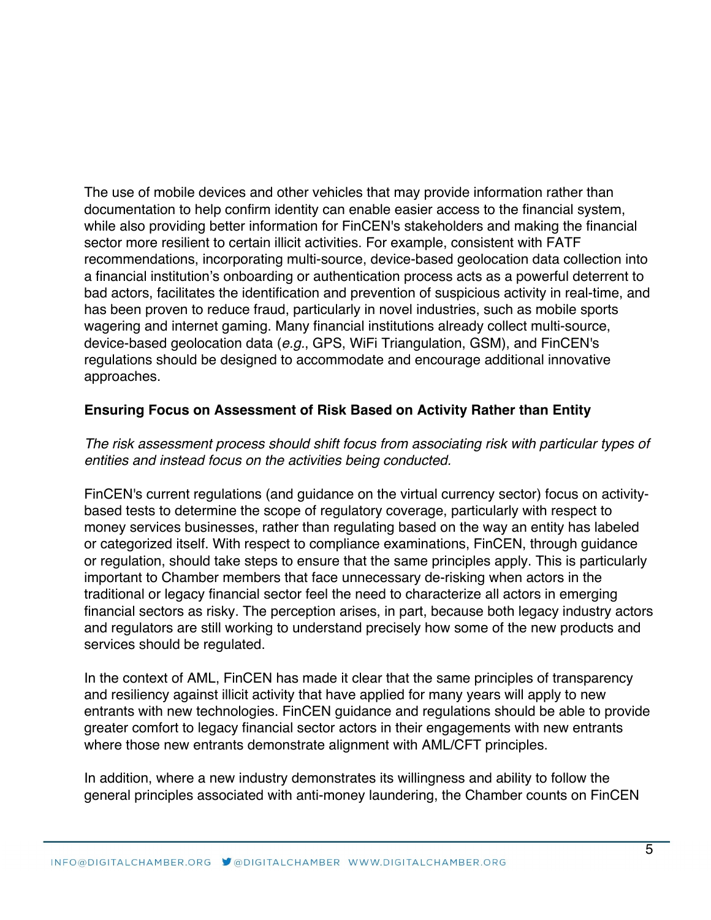The use of mobile devices and other vehicles that may provide information rather than documentation to help confirm identity can enable easier access to the financial system, while also providing better information for FinCEN's stakeholders and making the financial sector more resilient to certain illicit activities. For example, consistent with FATF recommendations, incorporating multi-source, device-based geolocation data collection into a financial institution's onboarding or authentication process acts as a powerful deterrent to bad actors, facilitates the identification and prevention of suspicious activity in real-time, and has been proven to reduce fraud, particularly in novel industries, such as mobile sports wagering and internet gaming. Many financial institutions already collect multi-source, device-based geolocation data (*e.g.*, GPS, WiFi Triangulation, GSM), and FinCEN's regulations should be designed to accommodate and encourage additional innovative approaches.

**Ensuring Focus on Assessment of Risk Based on Activity Rather than Entity**

*The risk assessment process should shift focus from associating risk with particular types of entities and instead focus on the activities being conducted.*

FinCEN's current regulations (and guidance on the virtual currency sector) focus on activity-based tests to determine the scope of regulatory coverage, particularly with respect to money services businesses, rather than regulating based on the way an entity has labeled or categorized itself. With respect to compliance examinations, FinCEN, through guidance or regulation, should take steps to ensure that the same principles apply. This is particularly important to Chamber members that face unnecessary de-risking when actors in the traditional or legacy financial sector feel the need to characterize all actors in emerging financial sectors as risky. The perception arises, in part, because both legacy industry actors and regulators are still working to understand precisely how some of the new products and services should be regulated.

In the context of AML, FinCEN has made it clear that the same principles of transparency and resiliency against illicit activity that have applied for many years will apply to new entrants with new technologies. FinCEN guidance and regulations should be able to provide greater comfort to legacy financial sector actors in their engagements with new entrants where those new entrants demonstrate alignment with AML/CFT principles.

In addition, where a new industry demonstrates its willingness and ability to follow the general principles associated with anti-money laundering, the Chamber counts on FinCEN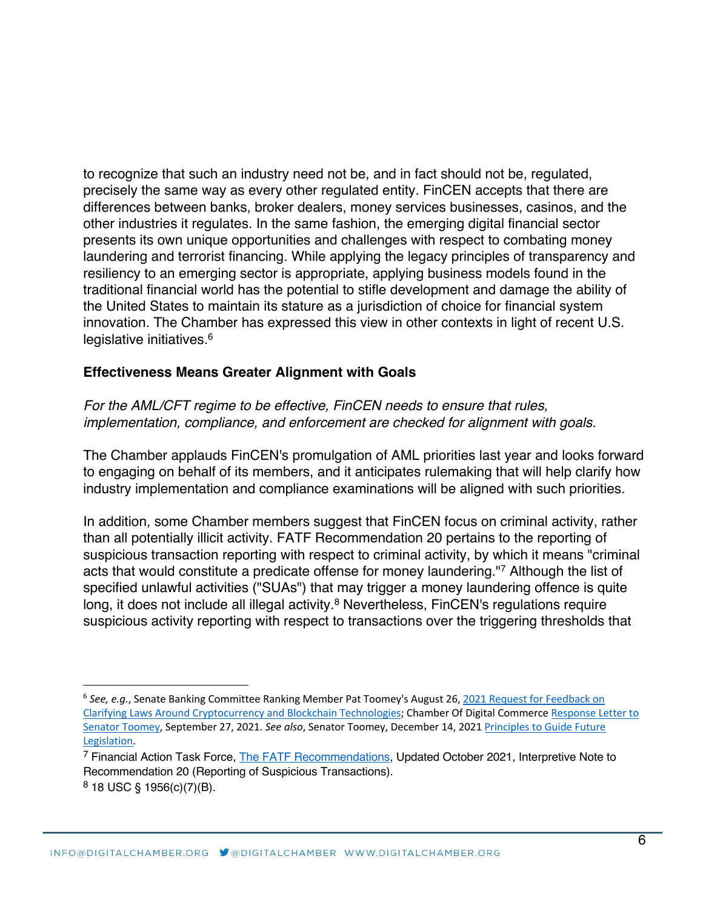to recognize that such an industry need not be, and in fact should not be, regulated, precisely the same way as every other regulated entity. FinCEN accepts that there are differences between banks, broker dealers, money services businesses, casinos, and the other industries it regulates. In the same fashion, the emerging digital financial sector presents its own unique opportunities and challenges with respect to combating money laundering and terrorist financing. While applying the legacy principles of transparency and resiliency to an emerging sector is appropriate, applying business models found in the traditional financial world has the potential to stifle development and damage the ability of the United States to maintain its stature as a jurisdiction of choice for financial system innovation. The Chamber has expressed this view in other contexts in light of recent U.S. legislative initiatives.[6]

**Effectiveness Means Greater Alignment with Goals**

*For the AML/CFT regime to be effective, FinCEN needs to ensure that rules, implementation, compliance, and enforcement are checked for alignment with goals.*

The Chamber applauds FinCEN's promulgation of AML priorities last year and looks forward to engaging on behalf of its members, and it anticipates rulemaking that will help clarify how industry implementation and compliance examinations will be aligned with such priorities.

In addition, some Chamber members suggest that FinCEN focus on criminal activity, rather than all potentially illicit activity. FATF Recommendation 20 pertains to the reporting of suspicious transaction reporting with respect to criminal activity, by which it means "criminal acts that would constitute a predicate offense for money laundering."[7] Although the list of specified unlawful activities ("SUAs") that may trigger a money laundering offence is quite long, it does not include all illegal activity.[8] Nevertheless, FinCEN's regulations require suspicious activity reporting with respect to transactions over the triggering thresholds that

---

[6] *See, e.g.*, Senate Banking Committee Ranking Member Pat Toomey's August 26, 2021 Request for Feedback on Clarifying Laws Around Cryptocurrency and Blockchain Technologies; Chamber Of Digital Commerce Response Letter to Senator Toomey, September 27, 2021. *See also*, Senator Toomey, December 14, 2021 Principles to Guide Future Legislation.

[7] Financial Action Task Force, The FATF Recommendations, Updated October 2021, Interpretive Note to Recommendation 20 (Reporting of Suspicious Transactions).

[8] 18 USC § 1956(c)(7)(B).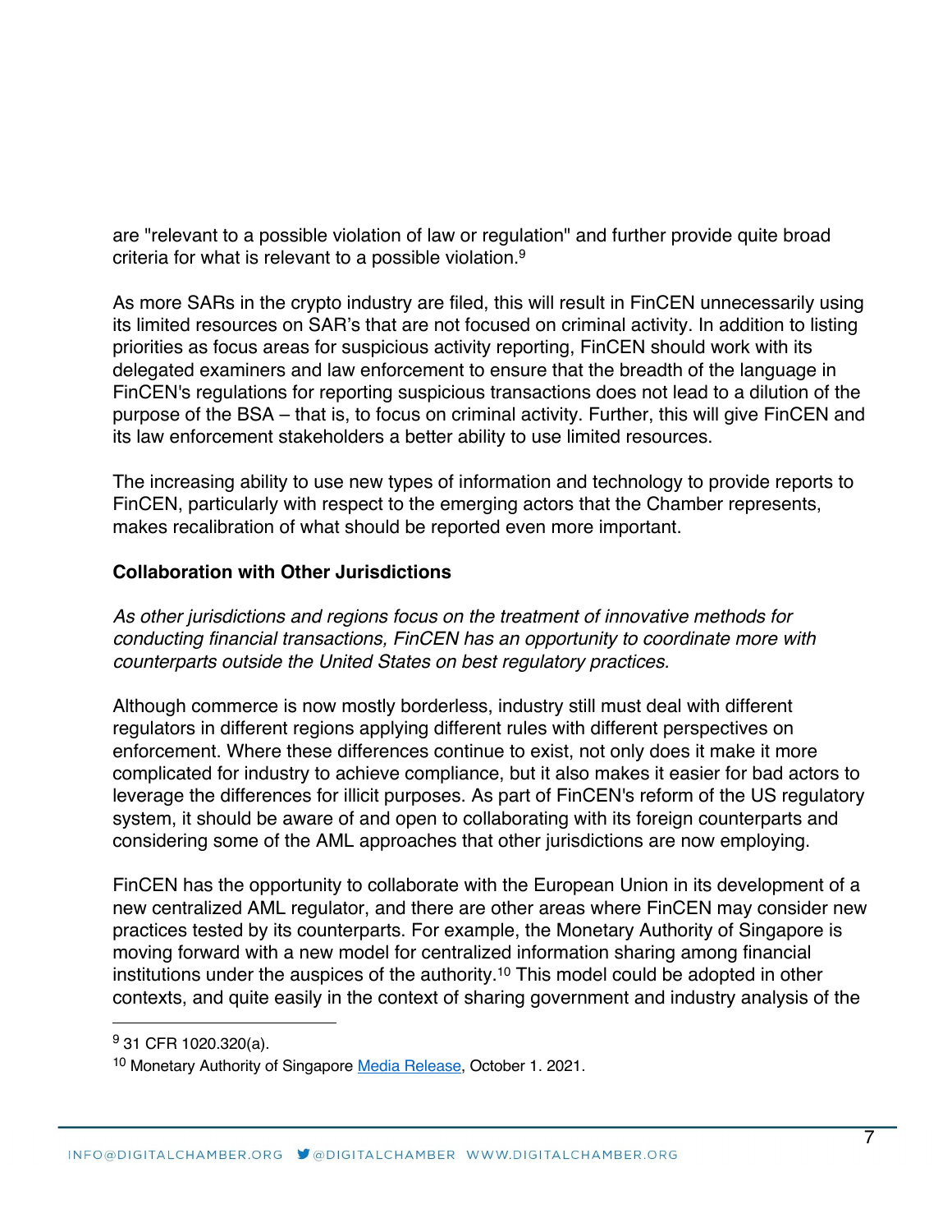are "relevant to a possible violation of law or regulation" and further provide quite broad criteria for what is relevant to a possible violation.[9]

As more SARs in the crypto industry are filed, this will result in FinCEN unnecessarily using its limited resources on SAR's that are not focused on criminal activity. In addition to listing priorities as focus areas for suspicious activity reporting, FinCEN should work with its delegated examiners and law enforcement to ensure that the breadth of the language in FinCEN's regulations for reporting suspicious transactions does not lead to a dilution of the purpose of the BSA – that is, to focus on criminal activity. Further, this will give FinCEN and its law enforcement stakeholders a better ability to use limited resources.

The increasing ability to use new types of information and technology to provide reports to FinCEN, particularly with respect to the emerging actors that the Chamber represents, makes recalibration of what should be reported even more important.

**Collaboration with Other Jurisdictions**

*As other jurisdictions and regions focus on the treatment of innovative methods for conducting financial transactions, FinCEN has an opportunity to coordinate more with counterparts outside the United States on best regulatory practices.*

Although commerce is now mostly borderless, industry still must deal with different regulators in different regions applying different rules with different perspectives on enforcement. Where these differences continue to exist, not only does it make it more complicated for industry to achieve compliance, but it also makes it easier for bad actors to leverage the differences for illicit purposes. As part of FinCEN's reform of the US regulatory system, it should be aware of and open to collaborating with its foreign counterparts and considering some of the AML approaches that other jurisdictions are now employing.

FinCEN has the opportunity to collaborate with the European Union in its development of a new centralized AML regulator, and there are other areas where FinCEN may consider new practices tested by its counterparts. For example, the Monetary Authority of Singapore is moving forward with a new model for centralized information sharing among financial institutions under the auspices of the authority.[10] This model could be adopted in other contexts, and quite easily in the context of sharing government and industry analysis of the

---

[9] 31 CFR 1020.320(a).

[10] Monetary Authority of Singapore Media Release, October 1. 2021.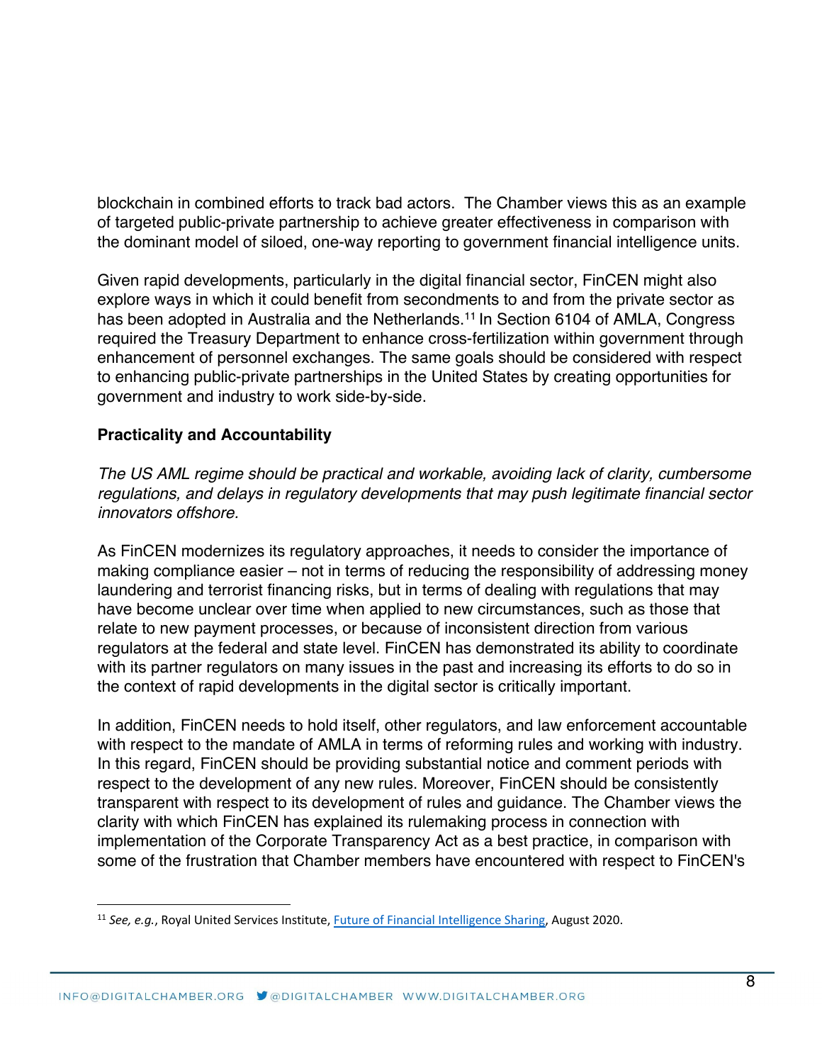blockchain in combined efforts to track bad actors. The Chamber views this as an example of targeted public-private partnership to achieve greater effectiveness in comparison with the dominant model of siloed, one-way reporting to government financial intelligence units.

Given rapid developments, particularly in the digital financial sector, FinCEN might also explore ways in which it could benefit from secondments to and from the private sector as has been adopted in Australia and the Netherlands.[11] In Section 6104 of AMLA, Congress required the Treasury Department to enhance cross-fertilization within government through enhancement of personnel exchanges. The same goals should be considered with respect to enhancing public-private partnerships in the United States by creating opportunities for government and industry to work side-by-side.

**Practicality and Accountability**

*The US AML regime should be practical and workable, avoiding lack of clarity, cumbersome regulations, and delays in regulatory developments that may push legitimate financial sector innovators offshore.*

As FinCEN modernizes its regulatory approaches, it needs to consider the importance of making compliance easier – not in terms of reducing the responsibility of addressing money laundering and terrorist financing risks, but in terms of dealing with regulations that may have become unclear over time when applied to new circumstances, such as those that relate to new payment processes, or because of inconsistent direction from various regulators at the federal and state level. FinCEN has demonstrated its ability to coordinate with its partner regulators on many issues in the past and increasing its efforts to do so in the context of rapid developments in the digital sector is critically important.

In addition, FinCEN needs to hold itself, other regulators, and law enforcement accountable with respect to the mandate of AMLA in terms of reforming rules and working with industry. In this regard, FinCEN should be providing substantial notice and comment periods with respect to the development of any new rules. Moreover, FinCEN should be consistently transparent with respect to its development of rules and guidance. The Chamber views the clarity with which FinCEN has explained its rulemaking process in connection with implementation of the Corporate Transparency Act as a best practice, in comparison with some of the frustration that Chamber members have encountered with respect to FinCEN's

---

[11] *See, e.g.*, Royal United Services Institute, Future of Financial Intelligence Sharing, August 2020.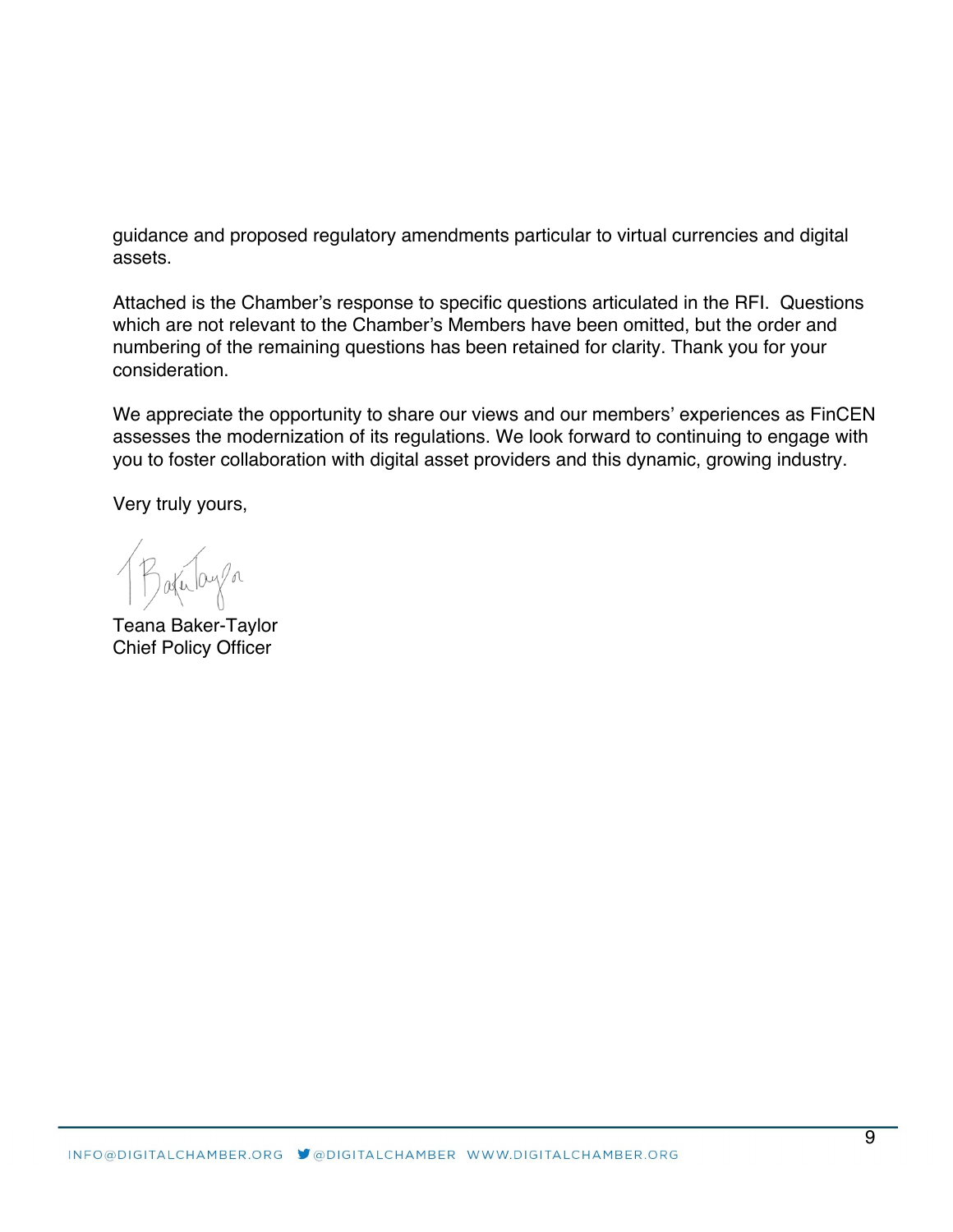guidance and proposed regulatory amendments particular to virtual currencies and digital assets.

Attached is the Chamber's response to specific questions articulated in the RFI. Questions which are not relevant to the Chamber's Members have been omitted, but the order and numbering of the remaining questions has been retained for clarity. Thank you for your consideration.

We appreciate the opportunity to share our views and our members' experiences as FinCEN assesses the modernization of its regulations. We look forward to continuing to engage with you to foster collaboration with digital asset providers and this dynamic, growing industry.

Very truly yours,

Teana Baker-Taylor
Chief Policy Officer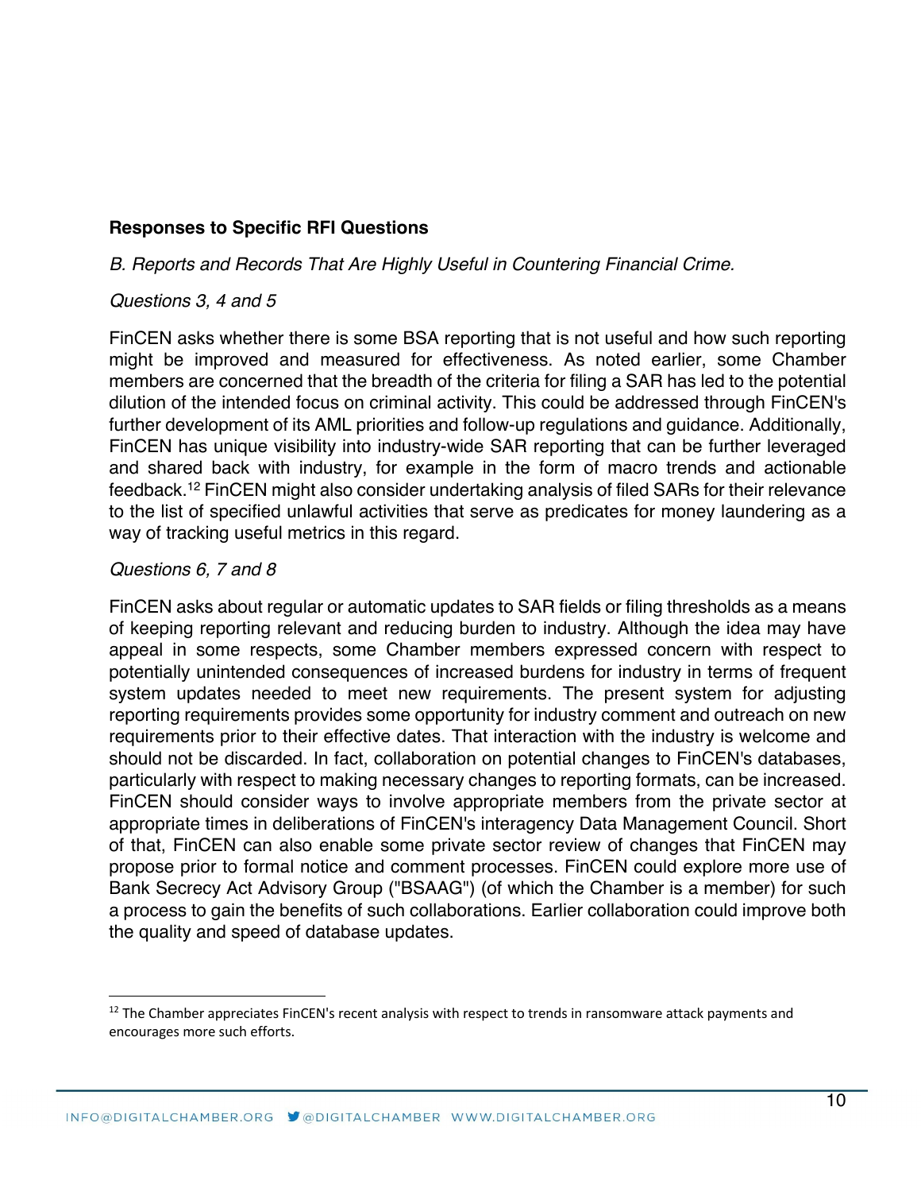**Responses to Specific RFI Questions**

*B. Reports and Records That Are Highly Useful in Countering Financial Crime.*

*Questions 3, 4 and 5*

FinCEN asks whether there is some BSA reporting that is not useful and how such reporting might be improved and measured for effectiveness. As noted earlier, some Chamber members are concerned that the breadth of the criteria for filing a SAR has led to the potential dilution of the intended focus on criminal activity. This could be addressed through FinCEN's further development of its AML priorities and follow-up regulations and guidance. Additionally, FinCEN has unique visibility into industry-wide SAR reporting that can be further leveraged and shared back with industry, for example in the form of macro trends and actionable feedback.[12] FinCEN might also consider undertaking analysis of filed SARs for their relevance to the list of specified unlawful activities that serve as predicates for money laundering as a way of tracking useful metrics in this regard.

*Questions 6, 7 and 8*

FinCEN asks about regular or automatic updates to SAR fields or filing thresholds as a means of keeping reporting relevant and reducing burden to industry. Although the idea may have appeal in some respects, some Chamber members expressed concern with respect to potentially unintended consequences of increased burdens for industry in terms of frequent system updates needed to meet new requirements. The present system for adjusting reporting requirements provides some opportunity for industry comment and outreach on new requirements prior to their effective dates. That interaction with the industry is welcome and should not be discarded. In fact, collaboration on potential changes to FinCEN's databases, particularly with respect to making necessary changes to reporting formats, can be increased. FinCEN should consider ways to involve appropriate members from the private sector at appropriate times in deliberations of FinCEN's interagency Data Management Council. Short of that, FinCEN can also enable some private sector review of changes that FinCEN may propose prior to formal notice and comment processes. FinCEN could explore more use of Bank Secrecy Act Advisory Group ("BSAAG") (of which the Chamber is a member) for such a process to gain the benefits of such collaborations. Earlier collaboration could improve both the quality and speed of database updates.

---

[12] The Chamber appreciates FinCEN's recent analysis with respect to trends in ransomware attack payments and encourages more such efforts.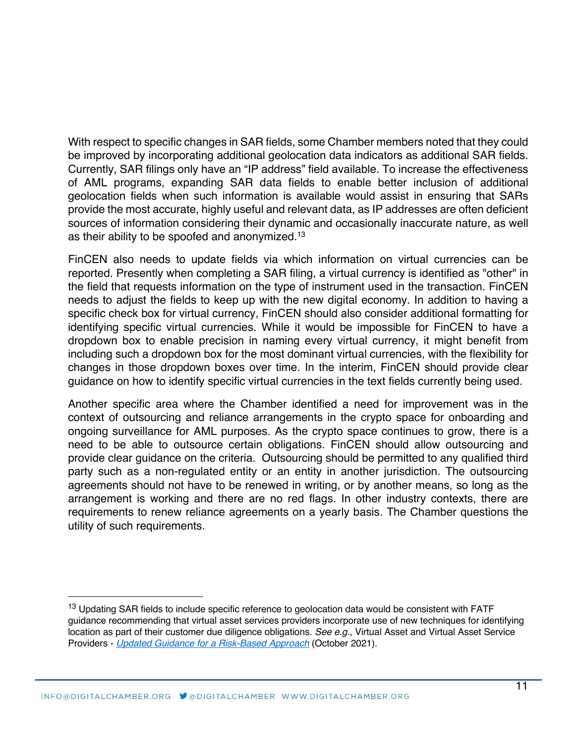With respect to specific changes in SAR fields, some Chamber members noted that they could be improved by incorporating additional geolocation data indicators as additional SAR fields. Currently, SAR filings only have an "IP address" field available. To increase the effectiveness of AML programs, expanding SAR data fields to enable better inclusion of additional geolocation fields when such information is available would assist in ensuring that SARs provide the most accurate, highly useful and relevant data, as IP addresses are often deficient sources of information considering their dynamic and occasionally inaccurate nature, as well as their ability to be spoofed and anonymized.[13]

FinCEN also needs to update fields via which information on virtual currencies can be reported. Presently when completing a SAR filing, a virtual currency is identified as "other" in the field that requests information on the type of instrument used in the transaction. FinCEN needs to adjust the fields to keep up with the new digital economy. In addition to having a specific check box for virtual currency, FinCEN should also consider additional formatting for identifying specific virtual currencies. While it would be impossible for FinCEN to have a dropdown box to enable precision in naming every virtual currency, it might benefit from including such a dropdown box for the most dominant virtual currencies, with the flexibility for changes in those dropdown boxes over time. In the interim, FinCEN should provide clear guidance on how to identify specific virtual currencies in the text fields currently being used.

Another specific area where the Chamber identified a need for improvement was in the context of outsourcing and reliance arrangements in the crypto space for onboarding and ongoing surveillance for AML purposes. As the crypto space continues to grow, there is a need to be able to outsource certain obligations. FinCEN should allow outsourcing and provide clear guidance on the criteria. Outsourcing should be permitted to any qualified third party such as a non-regulated entity or an entity in another jurisdiction. The outsourcing agreements should not have to be renewed in writing, or by another means, so long as the arrangement is working and there are no red flags. In other industry contexts, there are requirements to renew reliance agreements on a yearly basis. The Chamber questions the utility of such requirements.

---

[13] Updating SAR fields to include specific reference to geolocation data would be consistent with FATF guidance recommending that virtual asset services providers incorporate use of new techniques for identifying location as part of their customer due diligence obligations. *See e.g.*, Virtual Asset and Virtual Asset Service Providers - *Updated Guidance for a Risk-Based Approach* (October 2021).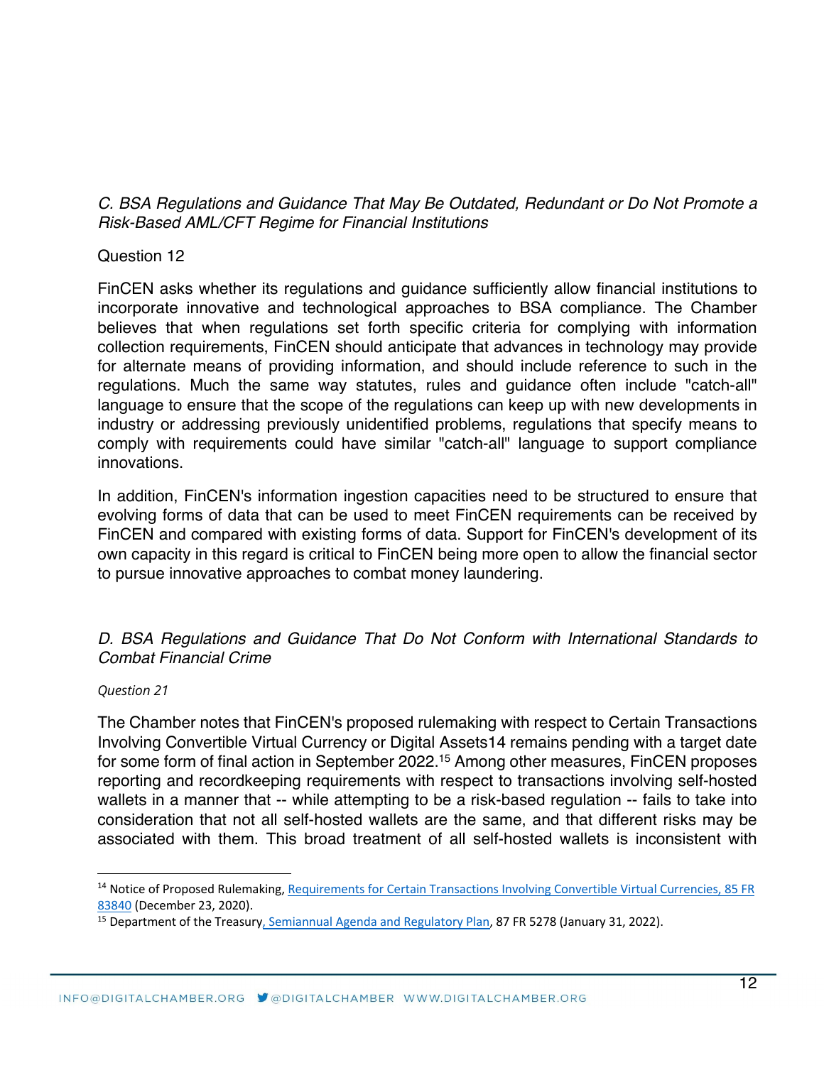*C. BSA Regulations and Guidance That May Be Outdated, Redundant or Do Not Promote a Risk-Based AML/CFT Regime for Financial Institutions*

Question 12

FinCEN asks whether its regulations and guidance sufficiently allow financial institutions to incorporate innovative and technological approaches to BSA compliance. The Chamber believes that when regulations set forth specific criteria for complying with information collection requirements, FinCEN should anticipate that advances in technology may provide for alternate means of providing information, and should include reference to such in the regulations. Much the same way statutes, rules and guidance often include "catch-all" language to ensure that the scope of the regulations can keep up with new developments in industry or addressing previously unidentified problems, regulations that specify means to comply with requirements could have similar "catch-all" language to support compliance innovations.

In addition, FinCEN's information ingestion capacities need to be structured to ensure that evolving forms of data that can be used to meet FinCEN requirements can be received by FinCEN and compared with existing forms of data. Support for FinCEN's development of its own capacity in this regard is critical to FinCEN being more open to allow the financial sector to pursue innovative approaches to combat money laundering.

*D. BSA Regulations and Guidance That Do Not Conform with International Standards to Combat Financial Crime*

*Question 21*

The Chamber notes that FinCEN's proposed rulemaking with respect to Certain Transactions Involving Convertible Virtual Currency or Digital Assets14 remains pending with a target date for some form of final action in September 2022.[15] Among other measures, FinCEN proposes reporting and recordkeeping requirements with respect to transactions involving self-hosted wallets in a manner that -- while attempting to be a risk-based regulation -- fails to take into consideration that not all self-hosted wallets are the same, and that different risks may be associated with them. This broad treatment of all self-hosted wallets is inconsistent with

[14] Notice of Proposed Rulemaking, Requirements for Certain Transactions Involving Convertible Virtual Currencies, 85 FR 83840 (December 23, 2020).

[15] Department of the Treasury, Semiannual Agenda and Regulatory Plan, 87 FR 5278 (January 31, 2022).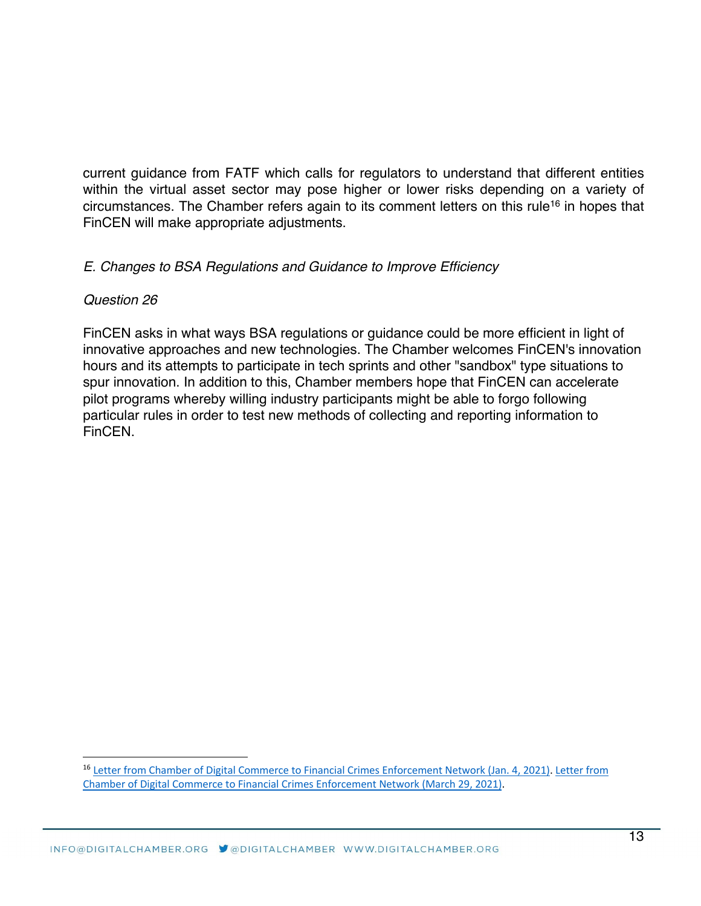current guidance from FATF which calls for regulators to understand that different entities within the virtual asset sector may pose higher or lower risks depending on a variety of circumstances. The Chamber refers again to its comment letters on this rule[16] in hopes that FinCEN will make appropriate adjustments.

*E. Changes to BSA Regulations and Guidance to Improve Efficiency*

*Question 26*

FinCEN asks in what ways BSA regulations or guidance could be more efficient in light of innovative approaches and new technologies. The Chamber welcomes FinCEN's innovation hours and its attempts to participate in tech sprints and other "sandbox" type situations to spur innovation. In addition to this, Chamber members hope that FinCEN can accelerate pilot programs whereby willing industry participants might be able to forgo following particular rules in order to test new methods of collecting and reporting information to FinCEN.

---

[16] Letter from Chamber of Digital Commerce to Financial Crimes Enforcement Network (Jan. 4, 2021). Letter from Chamber of Digital Commerce to Financial Crimes Enforcement Network (March 29, 2021).